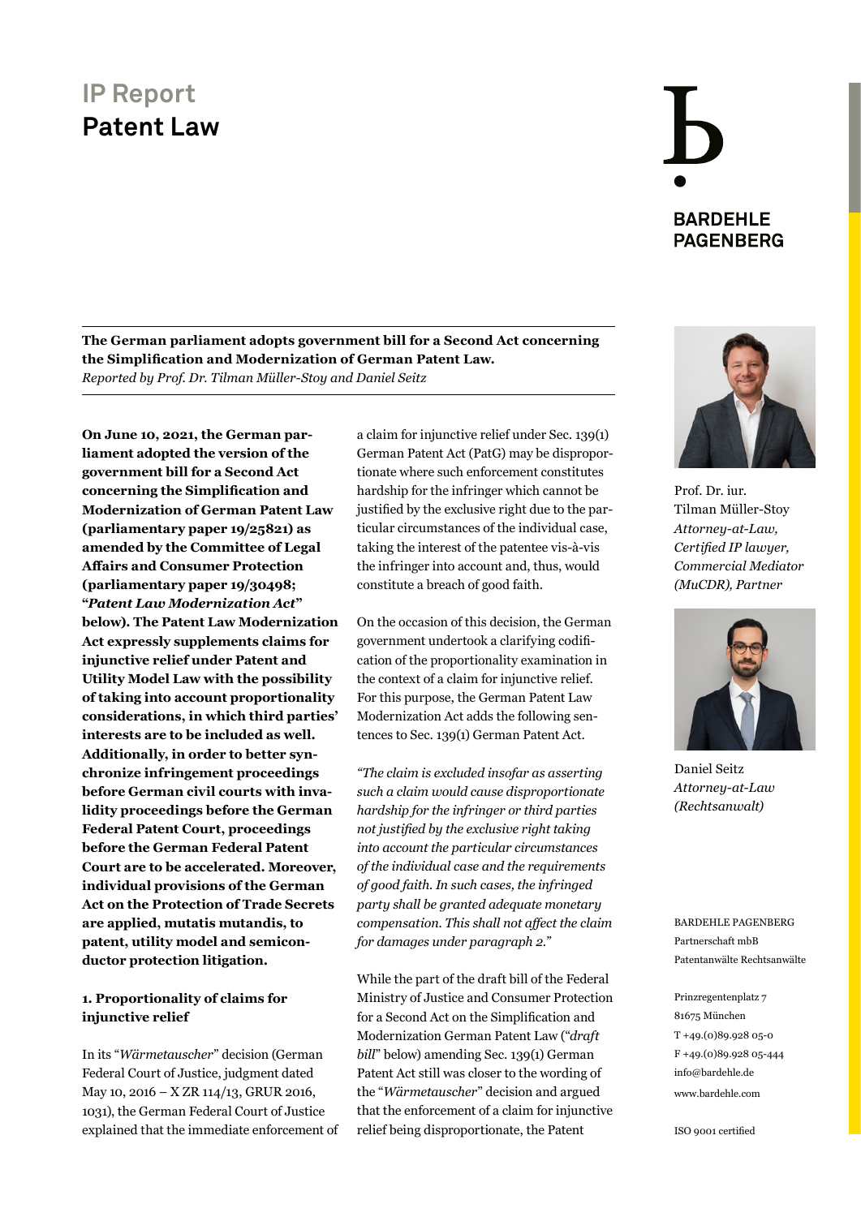# IP Report
## Patent Law

BARDEHLE PAGENBERG

**The German parliament adopts government bill for a Second Act concerning the Simplification and Modernization of German Patent Law.**
*Reported by Prof. Dr. Tilman Müller-Stoy and Daniel Seitz*

**On June 10, 2021, the German parliament adopted the version of the government bill for a Second Act concerning the Simplification and Modernization of German Patent Law (parliamentary paper 19/25821) as amended by the Committee of Legal Affairs and Consumer Protection (parliamentary paper 19/30498; "*Patent Law Modernization Act*" below). The Patent Law Modernization Act expressly supplements claims for injunctive relief under Patent and Utility Model Law with the possibility of taking into account proportionality considerations, in which third parties' interests are to be included as well. Additionally, in order to better synchronize infringement proceedings before German civil courts with invalidity proceedings before the German Federal Patent Court, proceedings before the German Federal Patent Court are to be accelerated. Moreover, individual provisions of the German Act on the Protection of Trade Secrets are applied, mutatis mutandis, to patent, utility model and semiconductor protection litigation.**

### 1. Proportionality of claims for injunctive relief

In its "*Wärmetauscher*" decision (German Federal Court of Justice, judgment dated May 10, 2016 – X ZR 114/13, GRUR 2016, 1031), the German Federal Court of Justice explained that the immediate enforcement of a claim for injunctive relief under Sec. 139(1) German Patent Act (PatG) may be disproportionate where such enforcement constitutes hardship for the infringer which cannot be justified by the exclusive right due to the particular circumstances of the individual case, taking the interest of the patentee vis-à-vis the infringer into account and, thus, would constitute a breach of good faith.

On the occasion of this decision, the German government undertook a clarifying codification of the proportionality examination in the context of a claim for injunctive relief. For this purpose, the German Patent Law Modernization Act adds the following sentences to Sec. 139(1) German Patent Act.

*"The claim is excluded insofar as asserting such a claim would cause disproportionate hardship for the infringer or third parties not justified by the exclusive right taking into account the particular circumstances of the individual case and the requirements of good faith. In such cases, the infringed party shall be granted adequate monetary compensation. This shall not affect the claim for damages under paragraph 2."*

While the part of the draft bill of the Federal Ministry of Justice and Consumer Protection for a Second Act on the Simplification and Modernization German Patent Law ("*draft bill*" below) amending Sec. 139(1) German Patent Act still was closer to the wording of the "*Wärmetauscher*" decision and argued that the enforcement of a claim for injunctive relief being disproportionate, the Patent

Prof. Dr. iur.
Tilman Müller-Stoy
*Attorney-at-Law, Certified IP lawyer, Commercial Mediator (MuCDR), Partner*

Daniel Seitz
*Attorney-at-Law (Rechtsanwalt)*

BARDEHLE PAGENBERG
Partnerschaft mbB
Patentanwälte Rechtsanwälte

Prinzregentenplatz 7
81675 München
T +49.(0)89.928 05-0
F +49.(0)89.928 05-444
info@bardehle.de
www.bardehle.com

ISO 9001 certified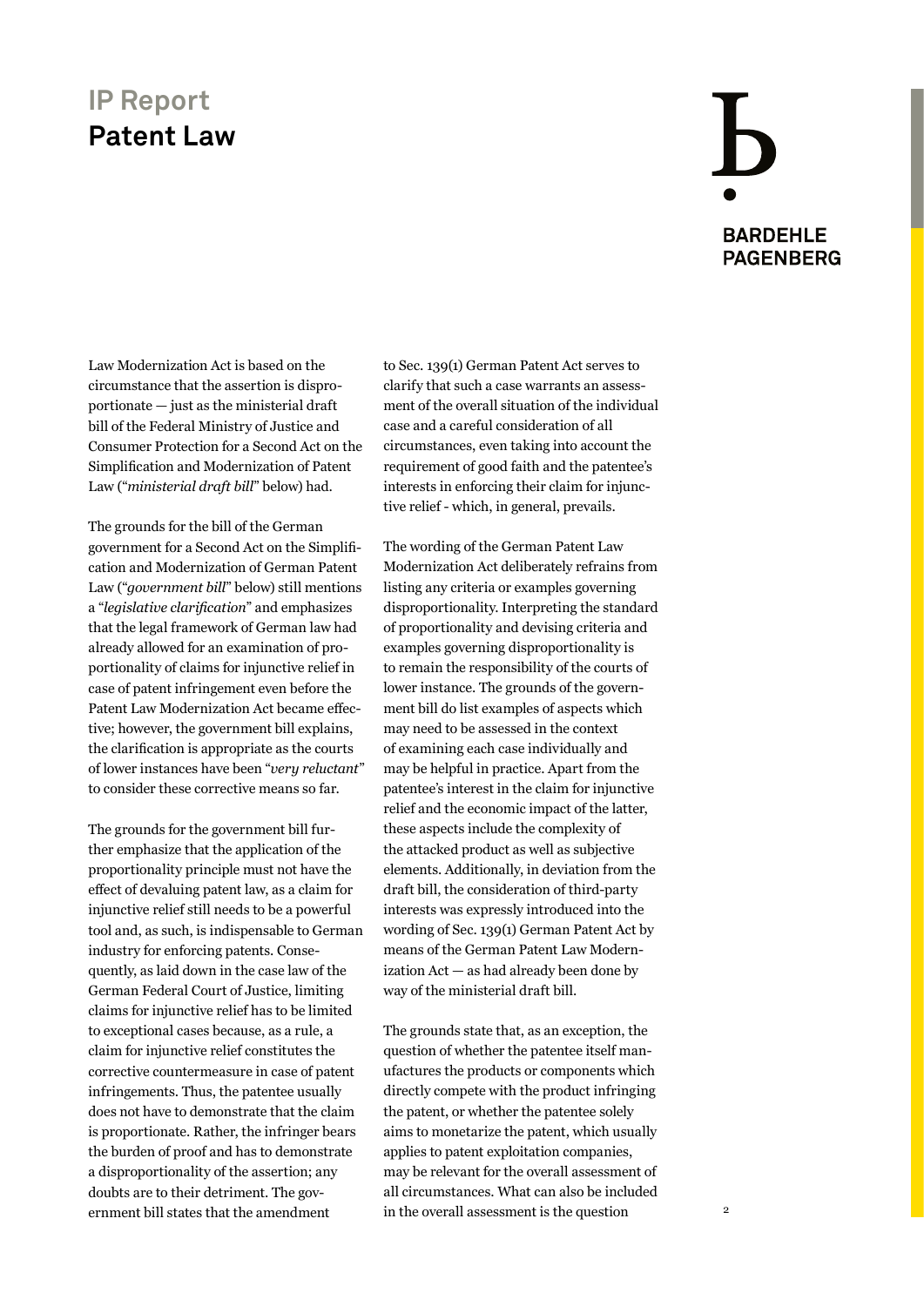Law Modernization Act is based on the circumstance that the assertion is disproportionate — just as the ministerial draft bill of the Federal Ministry of Justice and Consumer Protection for a Second Act on the Simplification and Modernization of Patent Law ("*ministerial draft bill*" below) had.

The grounds for the bill of the German government for a Second Act on the Simplification and Modernization of German Patent Law ("*government bill*" below) still mentions a "*legislative clarification*" and emphasizes that the legal framework of German law had already allowed for an examination of proportionality of claims for injunctive relief in case of patent infringement even before the Patent Law Modernization Act became effective; however, the government bill explains, the clarification is appropriate as the courts of lower instances have been "*very reluctant*" to consider these corrective means so far.

The grounds for the government bill further emphasize that the application of the proportionality principle must not have the effect of devaluing patent law, as a claim for injunctive relief still needs to be a powerful tool and, as such, is indispensable to German industry for enforcing patents. Consequently, as laid down in the case law of the German Federal Court of Justice, limiting claims for injunctive relief has to be limited to exceptional cases because, as a rule, a claim for injunctive relief constitutes the corrective countermeasure in case of patent infringements. Thus, the patentee usually does not have to demonstrate that the claim is proportionate. Rather, the infringer bears the burden of proof and has to demonstrate a disproportionality of the assertion; any doubts are to their detriment. The government bill states that the amendment to Sec. 139(1) German Patent Act serves to clarify that such a case warrants an assessment of the overall situation of the individual case and a careful consideration of all circumstances, even taking into account the requirement of good faith and the patentee's interests in enforcing their claim for injunctive relief - which, in general, prevails.

The wording of the German Patent Law Modernization Act deliberately refrains from listing any criteria or examples governing disproportionality. Interpreting the standard of proportionality and devising criteria and examples governing disproportionality is to remain the responsibility of the courts of lower instance. The grounds of the government bill do list examples of aspects which may need to be assessed in the context of examining each case individually and may be helpful in practice. Apart from the patentee's interest in the claim for injunctive relief and the economic impact of the latter, these aspects include the complexity of the attacked product as well as subjective elements. Additionally, in deviation from the draft bill, the consideration of third-party interests was expressly introduced into the wording of Sec. 139(1) German Patent Act by means of the German Patent Law Modernization Act — as had already been done by way of the ministerial draft bill.

The grounds state that, as an exception, the question of whether the patentee itself manufactures the products or components which directly compete with the product infringing the patent, or whether the patentee solely aims to monetarize the patent, which usually applies to patent exploitation companies, may be relevant for the overall assessment of all circumstances. What can also be included in the overall assessment is the question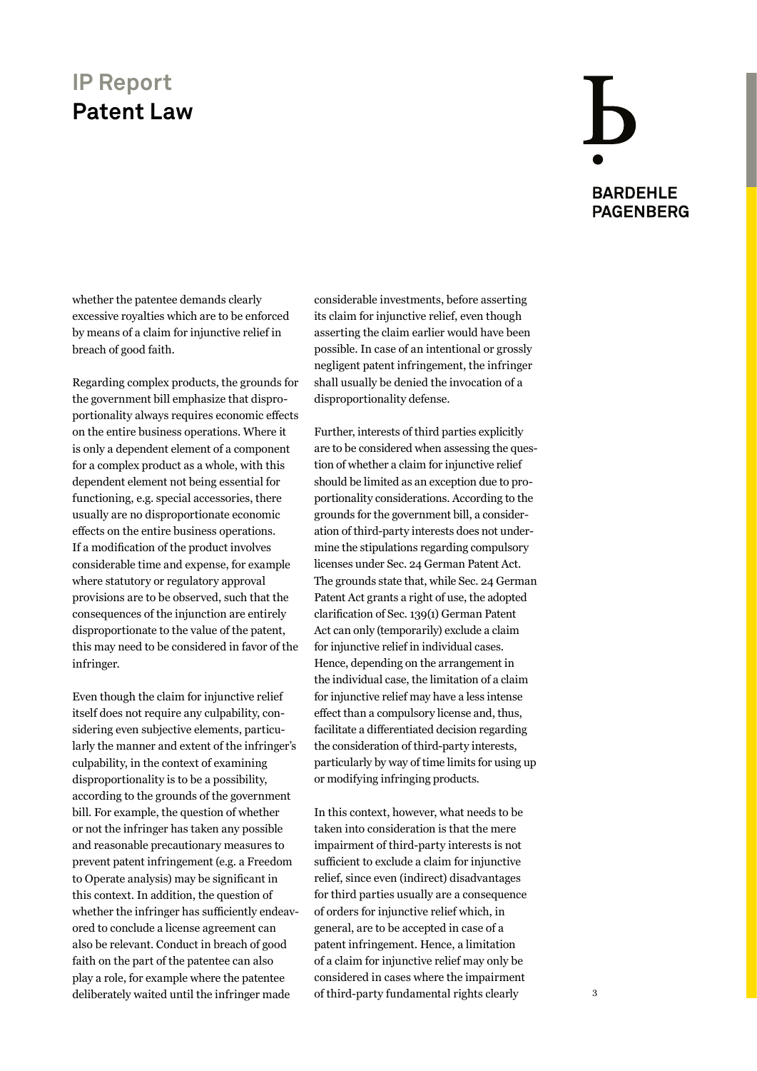whether the patentee demands clearly excessive royalties which are to be enforced by means of a claim for injunctive relief in breach of good faith.

Regarding complex products, the grounds for the government bill emphasize that disproportionality always requires economic effects on the entire business operations. Where it is only a dependent element of a component for a complex product as a whole, with this dependent element not being essential for functioning, e.g. special accessories, there usually are no disproportionate economic effects on the entire business operations. If a modification of the product involves considerable time and expense, for example where statutory or regulatory approval provisions are to be observed, such that the consequences of the injunction are entirely disproportionate to the value of the patent, this may need to be considered in favor of the infringer.

Even though the claim for injunctive relief itself does not require any culpability, considering even subjective elements, particularly the manner and extent of the infringer's culpability, in the context of examining disproportionality is to be a possibility, according to the grounds of the government bill. For example, the question of whether or not the infringer has taken any possible and reasonable precautionary measures to prevent patent infringement (e.g. a Freedom to Operate analysis) may be significant in this context. In addition, the question of whether the infringer has sufficiently endeavored to conclude a license agreement can also be relevant. Conduct in breach of good faith on the part of the patentee can also play a role, for example where the patentee deliberately waited until the infringer made considerable investments, before asserting its claim for injunctive relief, even though asserting the claim earlier would have been possible. In case of an intentional or grossly negligent patent infringement, the infringer shall usually be denied the invocation of a disproportionality defense.

Further, interests of third parties explicitly are to be considered when assessing the question of whether a claim for injunctive relief should be limited as an exception due to proportionality considerations. According to the grounds for the government bill, a consideration of third-party interests does not undermine the stipulations regarding compulsory licenses under Sec. 24 German Patent Act. The grounds state that, while Sec. 24 German Patent Act grants a right of use, the adopted clarification of Sec. 139(1) German Patent Act can only (temporarily) exclude a claim for injunctive relief in individual cases. Hence, depending on the arrangement in the individual case, the limitation of a claim for injunctive relief may have a less intense effect than a compulsory license and, thus, facilitate a differentiated decision regarding the consideration of third-party interests, particularly by way of time limits for using up or modifying infringing products.

In this context, however, what needs to be taken into consideration is that the mere impairment of third-party interests is not sufficient to exclude a claim for injunctive relief, since even (indirect) disadvantages for third parties usually are a consequence of orders for injunctive relief which, in general, are to be accepted in case of a patent infringement. Hence, a limitation of a claim for injunctive relief may only be considered in cases where the impairment of third-party fundamental rights clearly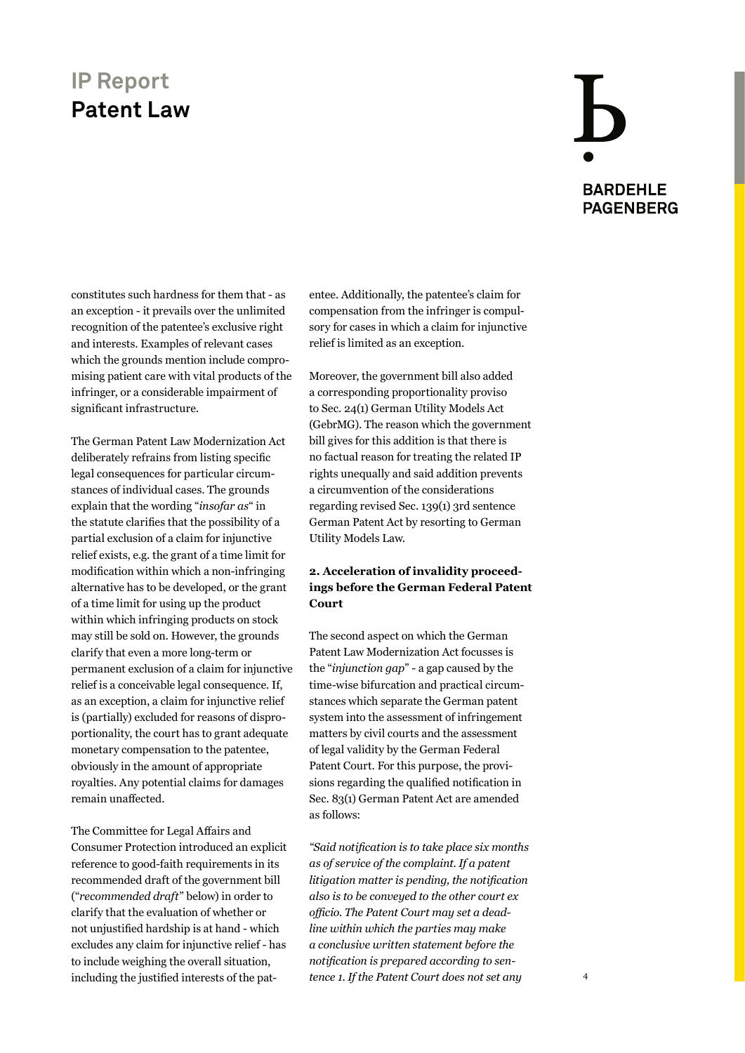constitutes such hardness for them that - as an exception - it prevails over the unlimited recognition of the patentee's exclusive right and interests. Examples of relevant cases which the grounds mention include compromising patient care with vital products of the infringer, or a considerable impairment of significant infrastructure.

The German Patent Law Modernization Act deliberately refrains from listing specific legal consequences for particular circumstances of individual cases. The grounds explain that the wording "*insofar as*" in the statute clarifies that the possibility of a partial exclusion of a claim for injunctive relief exists, e.g. the grant of a time limit for modification within which a non-infringing alternative has to be developed, or the grant of a time limit for using up the product within which infringing products on stock may still be sold on. However, the grounds clarify that even a more long-term or permanent exclusion of a claim for injunctive relief is a conceivable legal consequence. If, as an exception, a claim for injunctive relief is (partially) excluded for reasons of disproportionality, the court has to grant adequate monetary compensation to the patentee, obviously in the amount of appropriate royalties. Any potential claims for damages remain unaffected.

The Committee for Legal Affairs and Consumer Protection introduced an explicit reference to good-faith requirements in its recommended draft of the government bill ("*recommended draft*" below) in order to clarify that the evaluation of whether or not unjustified hardship is at hand - which excludes any claim for injunctive relief - has to include weighing the overall situation, including the justified interests of the patentee. Additionally, the patentee's claim for compensation from the infringer is compulsory for cases in which a claim for injunctive relief is limited as an exception.

Moreover, the government bill also added a corresponding proportionality proviso to Sec. 24(1) German Utility Models Act (GebrMG). The reason which the government bill gives for this addition is that there is no factual reason for treating the related IP rights unequally and said addition prevents a circumvention of the considerations regarding revised Sec. 139(1) 3rd sentence German Patent Act by resorting to German Utility Models Law.

### 2. Acceleration of invalidity proceedings before the German Federal Patent Court

The second aspect on which the German Patent Law Modernization Act focusses is the "*injunction gap*" - a gap caused by the time-wise bifurcation and practical circumstances which separate the German patent system into the assessment of infringement matters by civil courts and the assessment of legal validity by the German Federal Patent Court. For this purpose, the provisions regarding the qualified notification in Sec. 83(1) German Patent Act are amended as follows:

*"Said notification is to take place six months as of service of the complaint. If a patent litigation matter is pending, the notification also is to be conveyed to the other court ex officio. The Patent Court may set a deadline within which the parties may make a conclusive written statement before the notification is prepared according to sentence 1. If the Patent Court does not set any*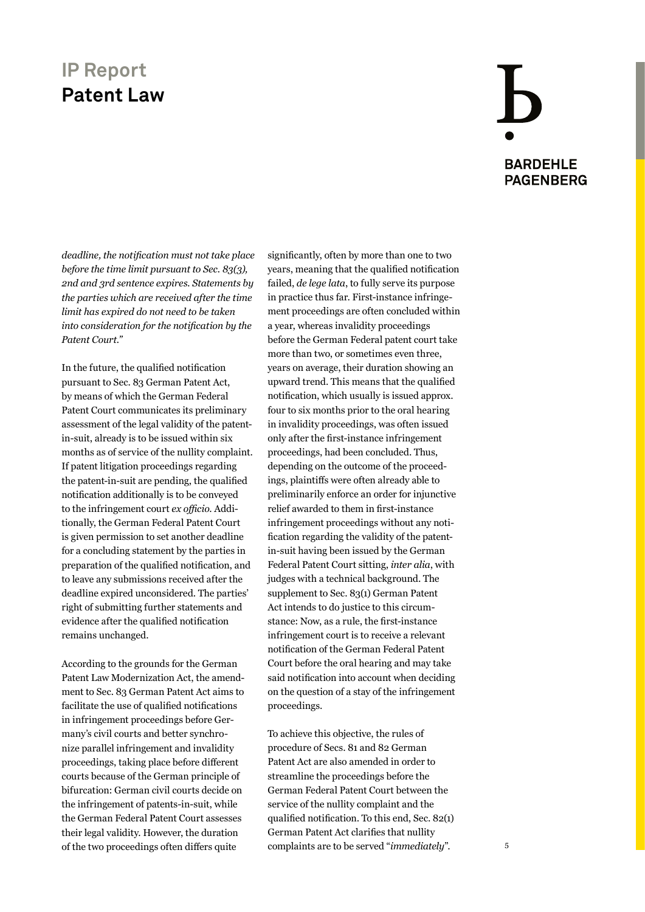*deadline, the notification must not take place before the time limit pursuant to Sec. 83(3), 2nd and 3rd sentence expires. Statements by the parties which are received after the time limit has expired do not need to be taken into consideration for the notification by the Patent Court."*

In the future, the qualified notification pursuant to Sec. 83 German Patent Act, by means of which the German Federal Patent Court communicates its preliminary assessment of the legal validity of the patent-in-suit, already is to be issued within six months as of service of the nullity complaint. If patent litigation proceedings regarding the patent-in-suit are pending, the qualified notification additionally is to be conveyed to the infringement court *ex officio*. Additionally, the German Federal Patent Court is given permission to set another deadline for a concluding statement by the parties in preparation of the qualified notification, and to leave any submissions received after the deadline expired unconsidered. The parties' right of submitting further statements and evidence after the qualified notification remains unchanged.

According to the grounds for the German Patent Law Modernization Act, the amendment to Sec. 83 German Patent Act aims to facilitate the use of qualified notifications in infringement proceedings before Germany's civil courts and better synchronize parallel infringement and invalidity proceedings, taking place before different courts because of the German principle of bifurcation: German civil courts decide on the infringement of patents-in-suit, while the German Federal Patent Court assesses their legal validity. However, the duration of the two proceedings often differs quite significantly, often by more than one to two years, meaning that the qualified notification failed, *de lege lata*, to fully serve its purpose in practice thus far. First-instance infringement proceedings are often concluded within a year, whereas invalidity proceedings before the German Federal patent court take more than two, or sometimes even three, years on average, their duration showing an upward trend. This means that the qualified notification, which usually is issued approx. four to six months prior to the oral hearing in invalidity proceedings, was often issued only after the first-instance infringement proceedings, had been concluded. Thus, depending on the outcome of the proceedings, plaintiffs were often already able to preliminarily enforce an order for injunctive relief awarded to them in first-instance infringement proceedings without any notification regarding the validity of the patent-in-suit having been issued by the German Federal Patent Court sitting, *inter alia*, with judges with a technical background. The supplement to Sec. 83(1) German Patent Act intends to do justice to this circumstance: Now, as a rule, the first-instance infringement court is to receive a relevant notification of the German Federal Patent Court before the oral hearing and may take said notification into account when deciding on the question of a stay of the infringement proceedings.

To achieve this objective, the rules of procedure of Secs. 81 and 82 German Patent Act are also amended in order to streamline the proceedings before the German Federal Patent Court between the service of the nullity complaint and the qualified notification. To this end, Sec. 82(1) German Patent Act clarifies that nullity complaints are to be served "*immediately*".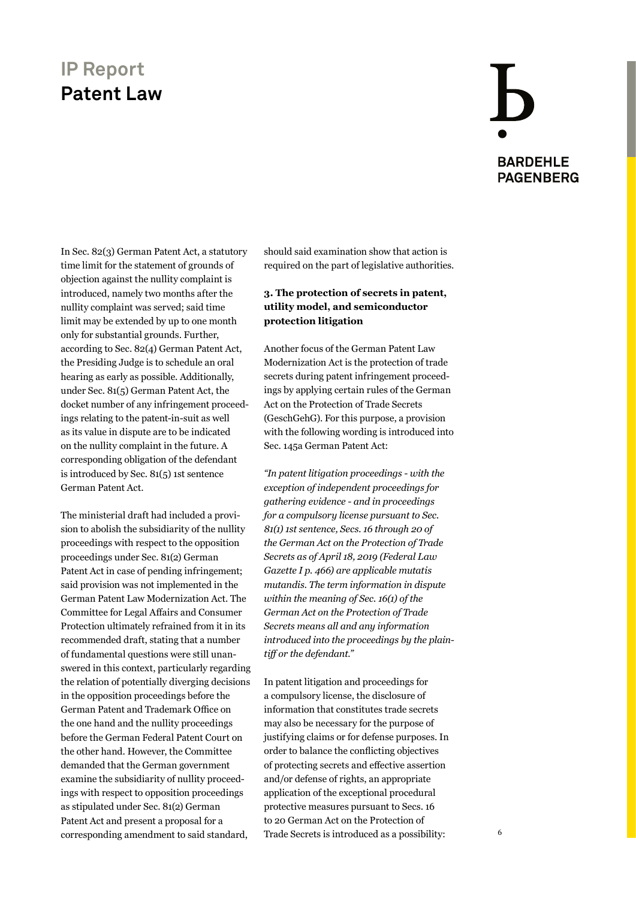In Sec. 82(3) German Patent Act, a statutory time limit for the statement of grounds of objection against the nullity complaint is introduced, namely two months after the nullity complaint was served; said time limit may be extended by up to one month only for substantial grounds. Further, according to Sec. 82(4) German Patent Act, the Presiding Judge is to schedule an oral hearing as early as possible. Additionally, under Sec. 81(5) German Patent Act, the docket number of any infringement proceedings relating to the patent-in-suit as well as its value in dispute are to be indicated on the nullity complaint in the future. A corresponding obligation of the defendant is introduced by Sec. 81(5) 1st sentence German Patent Act.

The ministerial draft had included a provision to abolish the subsidiarity of the nullity proceedings with respect to the opposition proceedings under Sec. 81(2) German Patent Act in case of pending infringement; said provision was not implemented in the German Patent Law Modernization Act. The Committee for Legal Affairs and Consumer Protection ultimately refrained from it in its recommended draft, stating that a number of fundamental questions were still unanswered in this context, particularly regarding the relation of potentially diverging decisions in the opposition proceedings before the German Patent and Trademark Office on the one hand and the nullity proceedings before the German Federal Patent Court on the other hand. However, the Committee demanded that the German government examine the subsidiarity of nullity proceedings with respect to opposition proceedings as stipulated under Sec. 81(2) German Patent Act and present a proposal for a corresponding amendment to said standard, should said examination show that action is required on the part of legislative authorities.

### 3. The protection of secrets in patent, utility model, and semiconductor protection litigation

Another focus of the German Patent Law Modernization Act is the protection of trade secrets during patent infringement proceedings by applying certain rules of the German Act on the Protection of Trade Secrets (GeschGehG). For this purpose, a provision with the following wording is introduced into Sec. 145a German Patent Act:

*"In patent litigation proceedings - with the exception of independent proceedings for gathering evidence - and in proceedings for a compulsory license pursuant to Sec. 81(1) 1st sentence, Secs. 16 through 20 of the German Act on the Protection of Trade Secrets as of April 18, 2019 (Federal Law Gazette I p. 466) are applicable mutatis mutandis. The term information in dispute within the meaning of Sec. 16(1) of the German Act on the Protection of Trade Secrets means all and any information introduced into the proceedings by the plaintiff or the defendant."*

In patent litigation and proceedings for a compulsory license, the disclosure of information that constitutes trade secrets may also be necessary for the purpose of justifying claims or for defense purposes. In order to balance the conflicting objectives of protecting secrets and effective assertion and/or defense of rights, an appropriate application of the exceptional procedural protective measures pursuant to Secs. 16 to 20 German Act on the Protection of Trade Secrets is introduced as a possibility: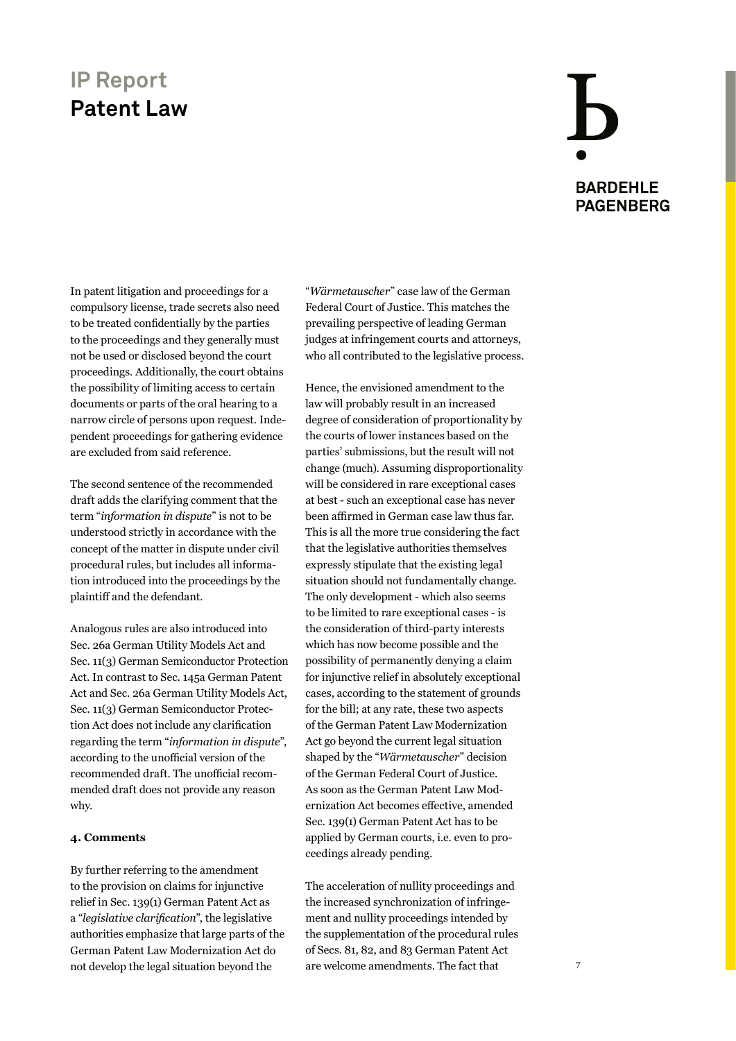In patent litigation and proceedings for a compulsory license, trade secrets also need to be treated confidentially by the parties to the proceedings and they generally must not be used or disclosed beyond the court proceedings. Additionally, the court obtains the possibility of limiting access to certain documents or parts of the oral hearing to a narrow circle of persons upon request. Independent proceedings for gathering evidence are excluded from said reference.

The second sentence of the recommended draft adds the clarifying comment that the term "*information in dispute*" is not to be understood strictly in accordance with the concept of the matter in dispute under civil procedural rules, but includes all information introduced into the proceedings by the plaintiff and the defendant.

Analogous rules are also introduced into Sec. 26a German Utility Models Act and Sec. 11(3) German Semiconductor Protection Act. In contrast to Sec. 145a German Patent Act and Sec. 26a German Utility Models Act, Sec. 11(3) German Semiconductor Protection Act does not include any clarification regarding the term "*information in dispute*", according to the unofficial version of the recommended draft. The unofficial recommended draft does not provide any reason why.

**4. Comments**

By further referring to the amendment to the provision on claims for injunctive relief in Sec. 139(1) German Patent Act as a "*legislative clarification*", the legislative authorities emphasize that large parts of the German Patent Law Modernization Act do not develop the legal situation beyond the "*Wärmetauscher*" case law of the German Federal Court of Justice. This matches the prevailing perspective of leading German judges at infringement courts and attorneys, who all contributed to the legislative process.

Hence, the envisioned amendment to the law will probably result in an increased degree of consideration of proportionality by the courts of lower instances based on the parties' submissions, but the result will not change (much). Assuming disproportionality will be considered in rare exceptional cases at best - such an exceptional case has never been affirmed in German case law thus far. This is all the more true considering the fact that the legislative authorities themselves expressly stipulate that the existing legal situation should not fundamentally change. The only development - which also seems to be limited to rare exceptional cases - is the consideration of third-party interests which has now become possible and the possibility of permanently denying a claim for injunctive relief in absolutely exceptional cases, according to the statement of grounds for the bill; at any rate, these two aspects of the German Patent Law Modernization Act go beyond the current legal situation shaped by the "*Wärmetauscher*" decision of the German Federal Court of Justice. As soon as the German Patent Law Modernization Act becomes effective, amended Sec. 139(1) German Patent Act has to be applied by German courts, i.e. even to proceedings already pending.

The acceleration of nullity proceedings and the increased synchronization of infringement and nullity proceedings intended by the supplementation of the procedural rules of Secs. 81, 82, and 83 German Patent Act are welcome amendments. The fact that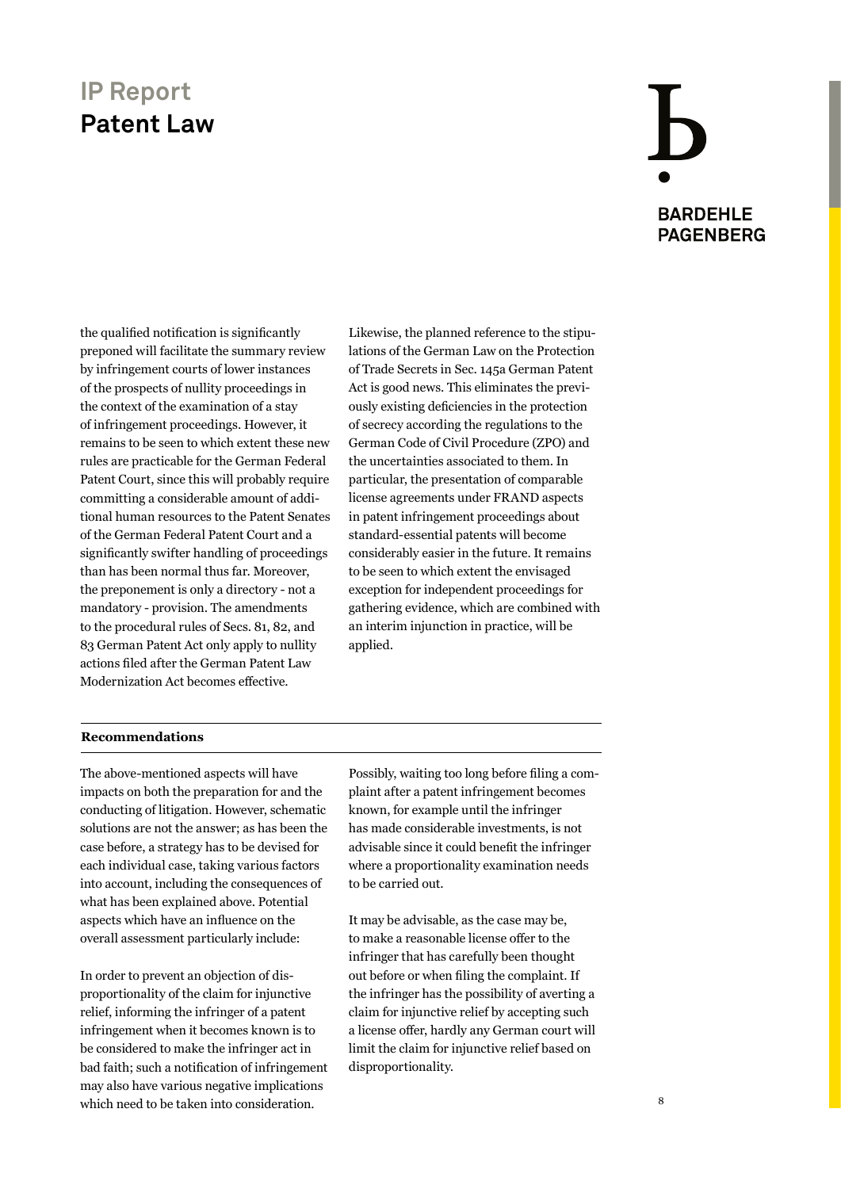the qualified notification is significantly preponed will facilitate the summary review by infringement courts of lower instances of the prospects of nullity proceedings in the context of the examination of a stay of infringement proceedings. However, it remains to be seen to which extent these new rules are practicable for the German Federal Patent Court, since this will probably require committing a considerable amount of additional human resources to the Patent Senates of the German Federal Patent Court and a significantly swifter handling of proceedings than has been normal thus far. Moreover, the preponement is only a directory - not a mandatory - provision. The amendments to the procedural rules of Secs. 81, 82, and 83 German Patent Act only apply to nullity actions filed after the German Patent Law Modernization Act becomes effective.

Likewise, the planned reference to the stipulations of the German Law on the Protection of Trade Secrets in Sec. 145a German Patent Act is good news. This eliminates the previously existing deficiencies in the protection of secrecy according the regulations to the German Code of Civil Procedure (ZPO) and the uncertainties associated to them. In particular, the presentation of comparable license agreements under FRAND aspects in patent infringement proceedings about standard-essential patents will become considerably easier in the future. It remains to be seen to which extent the envisaged exception for independent proceedings for gathering evidence, which are combined with an interim injunction in practice, will be applied.

**Recommendations**

The above-mentioned aspects will have impacts on both the preparation for and the conducting of litigation. However, schematic solutions are not the answer; as has been the case before, a strategy has to be devised for each individual case, taking various factors into account, including the consequences of what has been explained above. Potential aspects which have an influence on the overall assessment particularly include:

In order to prevent an objection of disproportionality of the claim for injunctive relief, informing the infringer of a patent infringement when it becomes known is to be considered to make the infringer act in bad faith; such a notification of infringement may also have various negative implications which need to be taken into consideration.

Possibly, waiting too long before filing a complaint after a patent infringement becomes known, for example until the infringer has made considerable investments, is not advisable since it could benefit the infringer where a proportionality examination needs to be carried out.

It may be advisable, as the case may be, to make a reasonable license offer to the infringer that has carefully been thought out before or when filing the complaint. If the infringer has the possibility of averting a claim for injunctive relief by accepting such a license offer, hardly any German court will limit the claim for injunctive relief based on disproportionality.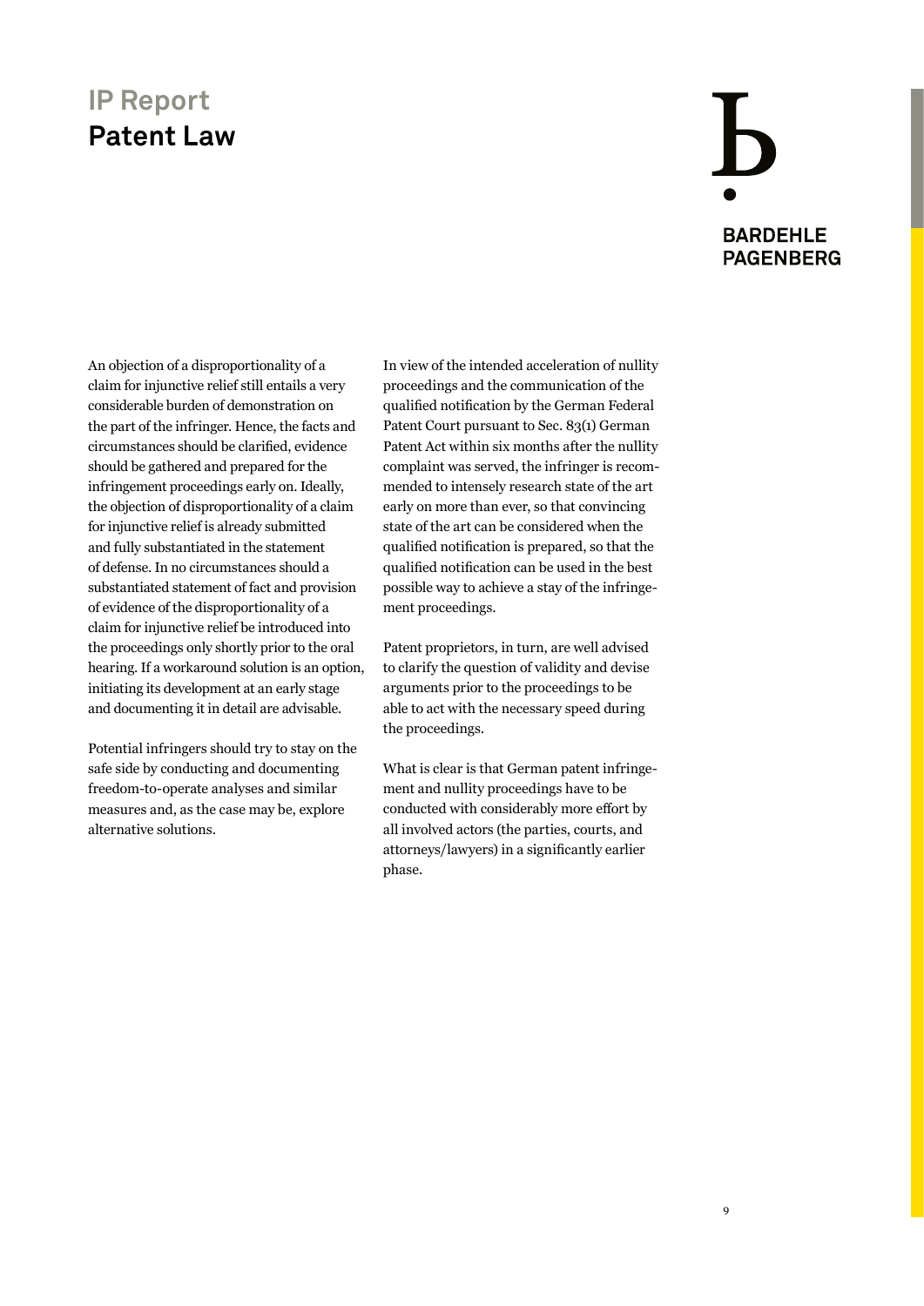An objection of a disproportionality of a claim for injunctive relief still entails a very considerable burden of demonstration on the part of the infringer. Hence, the facts and circumstances should be clarified, evidence should be gathered and prepared for the infringement proceedings early on. Ideally, the objection of disproportionality of a claim for injunctive relief is already submitted and fully substantiated in the statement of defense. In no circumstances should a substantiated statement of fact and provision of evidence of the disproportionality of a claim for injunctive relief be introduced into the proceedings only shortly prior to the oral hearing. If a workaround solution is an option, initiating its development at an early stage and documenting it in detail are advisable.

Potential infringers should try to stay on the safe side by conducting and documenting freedom-to-operate analyses and similar measures and, as the case may be, explore alternative solutions.

In view of the intended acceleration of nullity proceedings and the communication of the qualified notification by the German Federal Patent Court pursuant to Sec. 83(1) German Patent Act within six months after the nullity complaint was served, the infringer is recommended to intensely research state of the art early on more than ever, so that convincing state of the art can be considered when the qualified notification is prepared, so that the qualified notification can be used in the best possible way to achieve a stay of the infringement proceedings.

Patent proprietors, in turn, are well advised to clarify the question of validity and devise arguments prior to the proceedings to be able to act with the necessary speed during the proceedings.

What is clear is that German patent infringement and nullity proceedings have to be conducted with considerably more effort by all involved actors (the parties, courts, and attorneys/lawyers) in a significantly earlier phase.